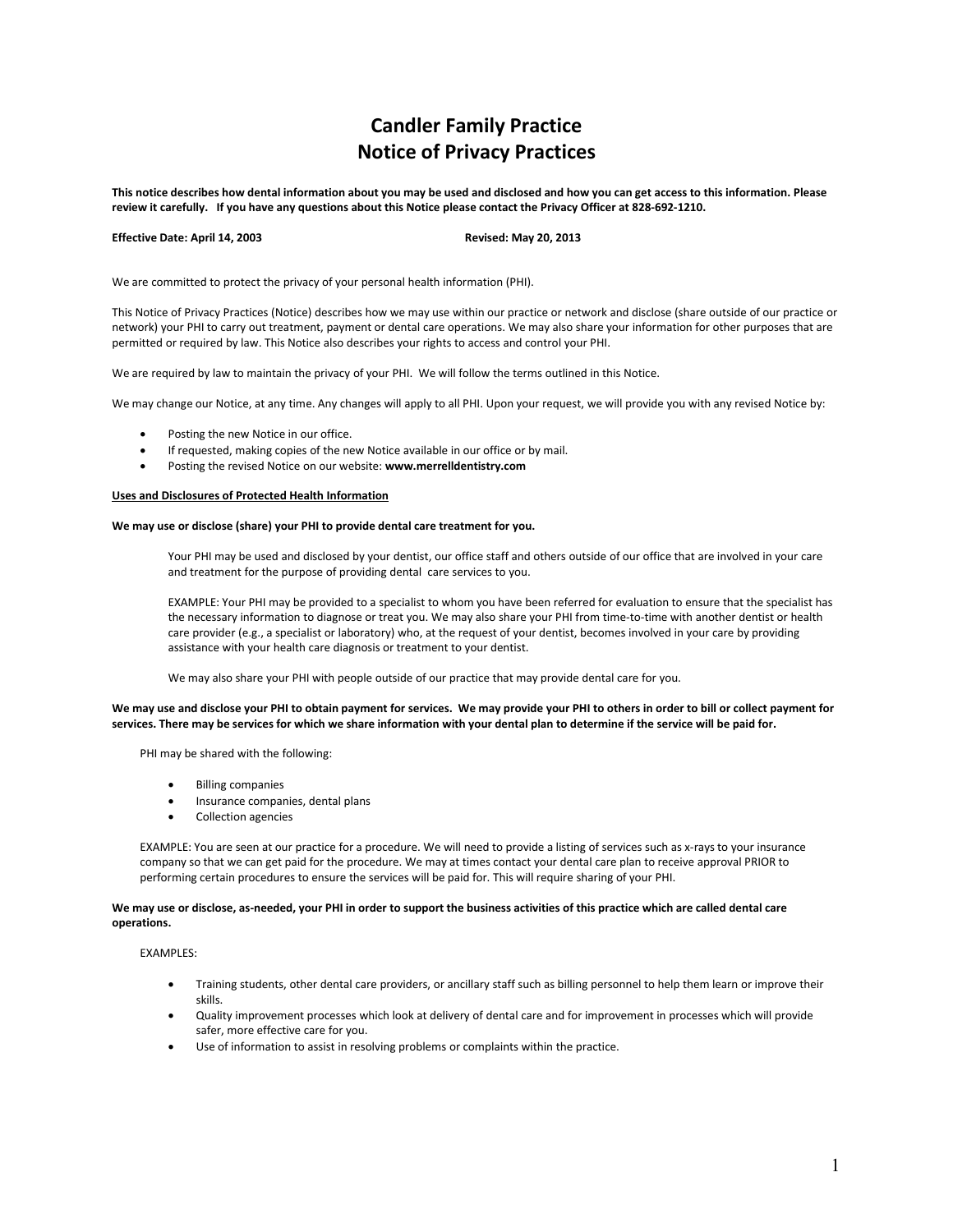# Candler Family Practice
# Notice of Privacy Practices

**This notice describes how dental information about you may be used and disclosed and how you can get access to this information. Please review it carefully. If you have any questions about this Notice please contact the Privacy Officer at 828-692-1210.**

**Effective Date: April 14, 2003** **Revised: May 20, 2013**

We are committed to protect the privacy of your personal health information (PHI).

This Notice of Privacy Practices (Notice) describes how we may use within our practice or network and disclose (share outside of our practice or network) your PHI to carry out treatment, payment or dental care operations. We may also share your information for other purposes that are permitted or required by law. This Notice also describes your rights to access and control your PHI.

We are required by law to maintain the privacy of your PHI. We will follow the terms outlined in this Notice.

We may change our Notice, at any time. Any changes will apply to all PHI. Upon your request, we will provide you with any revised Notice by:

- Posting the new Notice in our office.
- If requested, making copies of the new Notice available in our office or by mail.
- Posting the revised Notice on our website: **www.merrelldentistry.com**

**Uses and Disclosures of Protected Health Information**

**We may use or disclose (share) your PHI to provide dental care treatment for you.**

Your PHI may be used and disclosed by your dentist, our office staff and others outside of our office that are involved in your care and treatment for the purpose of providing dental care services to you.

EXAMPLE: Your PHI may be provided to a specialist to whom you have been referred for evaluation to ensure that the specialist has the necessary information to diagnose or treat you. We may also share your PHI from time-to-time with another dentist or health care provider (e.g., a specialist or laboratory) who, at the request of your dentist, becomes involved in your care by providing assistance with your health care diagnosis or treatment to your dentist.

We may also share your PHI with people outside of our practice that may provide dental care for you.

**We may use and disclose your PHI to obtain payment for services. We may provide your PHI to others in order to bill or collect payment for services. There may be services for which we share information with your dental plan to determine if the service will be paid for.**

PHI may be shared with the following:

- Billing companies
- Insurance companies, dental plans
- Collection agencies

EXAMPLE: You are seen at our practice for a procedure. We will need to provide a listing of services such as x-rays to your insurance company so that we can get paid for the procedure. We may at times contact your dental care plan to receive approval PRIOR to performing certain procedures to ensure the services will be paid for. This will require sharing of your PHI.

**We may use or disclose, as-needed, your PHI in order to support the business activities of this practice which are called dental care operations.**

EXAMPLES:

- Training students, other dental care providers, or ancillary staff such as billing personnel to help them learn or improve their skills.
- Quality improvement processes which look at delivery of dental care and for improvement in processes which will provide safer, more effective care for you.
- Use of information to assist in resolving problems or complaints within the practice.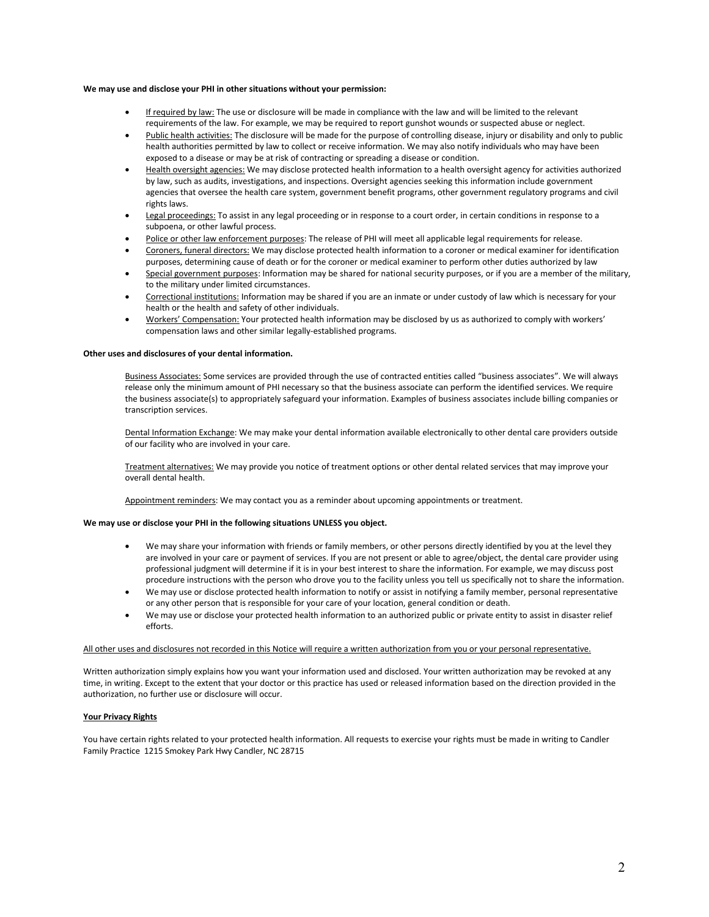**We may use and disclose your PHI in other situations without your permission:**

- If required by law: The use or disclosure will be made in compliance with the law and will be limited to the relevant requirements of the law. For example, we may be required to report gunshot wounds or suspected abuse or neglect.
- Public health activities: The disclosure will be made for the purpose of controlling disease, injury or disability and only to public health authorities permitted by law to collect or receive information. We may also notify individuals who may have been exposed to a disease or may be at risk of contracting or spreading a disease or condition.
- Health oversight agencies: We may disclose protected health information to a health oversight agency for activities authorized by law, such as audits, investigations, and inspections. Oversight agencies seeking this information include government agencies that oversee the health care system, government benefit programs, other government regulatory programs and civil rights laws.
- Legal proceedings: To assist in any legal proceeding or in response to a court order, in certain conditions in response to a subpoena, or other lawful process.
- Police or other law enforcement purposes: The release of PHI will meet all applicable legal requirements for release.
- Coroners, funeral directors: We may disclose protected health information to a coroner or medical examiner for identification purposes, determining cause of death or for the coroner or medical examiner to perform other duties authorized by law
- Special government purposes: Information may be shared for national security purposes, or if you are a member of the military, to the military under limited circumstances.
- Correctional institutions: Information may be shared if you are an inmate or under custody of law which is necessary for your health or the health and safety of other individuals.
- Workers' Compensation: Your protected health information may be disclosed by us as authorized to comply with workers' compensation laws and other similar legally-established programs.

**Other uses and disclosures of your dental information.**

Business Associates: Some services are provided through the use of contracted entities called "business associates". We will always release only the minimum amount of PHI necessary so that the business associate can perform the identified services. We require the business associate(s) to appropriately safeguard your information. Examples of business associates include billing companies or transcription services.

Dental Information Exchange: We may make your dental information available electronically to other dental care providers outside of our facility who are involved in your care.

Treatment alternatives: We may provide you notice of treatment options or other dental related services that may improve your overall dental health.

Appointment reminders: We may contact you as a reminder about upcoming appointments or treatment.

**We may use or disclose your PHI in the following situations UNLESS you object.**

- We may share your information with friends or family members, or other persons directly identified by you at the level they are involved in your care or payment of services. If you are not present or able to agree/object, the dental care provider using professional judgment will determine if it is in your best interest to share the information. For example, we may discuss post procedure instructions with the person who drove you to the facility unless you tell us specifically not to share the information.
- We may use or disclose protected health information to notify or assist in notifying a family member, personal representative or any other person that is responsible for your care of your location, general condition or death.
- We may use or disclose your protected health information to an authorized public or private entity to assist in disaster relief efforts.

All other uses and disclosures not recorded in this Notice will require a written authorization from you or your personal representative.

Written authorization simply explains how you want your information used and disclosed. Your written authorization may be revoked at any time, in writing. Except to the extent that your doctor or this practice has used or released information based on the direction provided in the authorization, no further use or disclosure will occur.

**Your Privacy Rights**

You have certain rights related to your protected health information. All requests to exercise your rights must be made in writing to Candler Family Practice 1215 Smokey Park Hwy Candler, NC 28715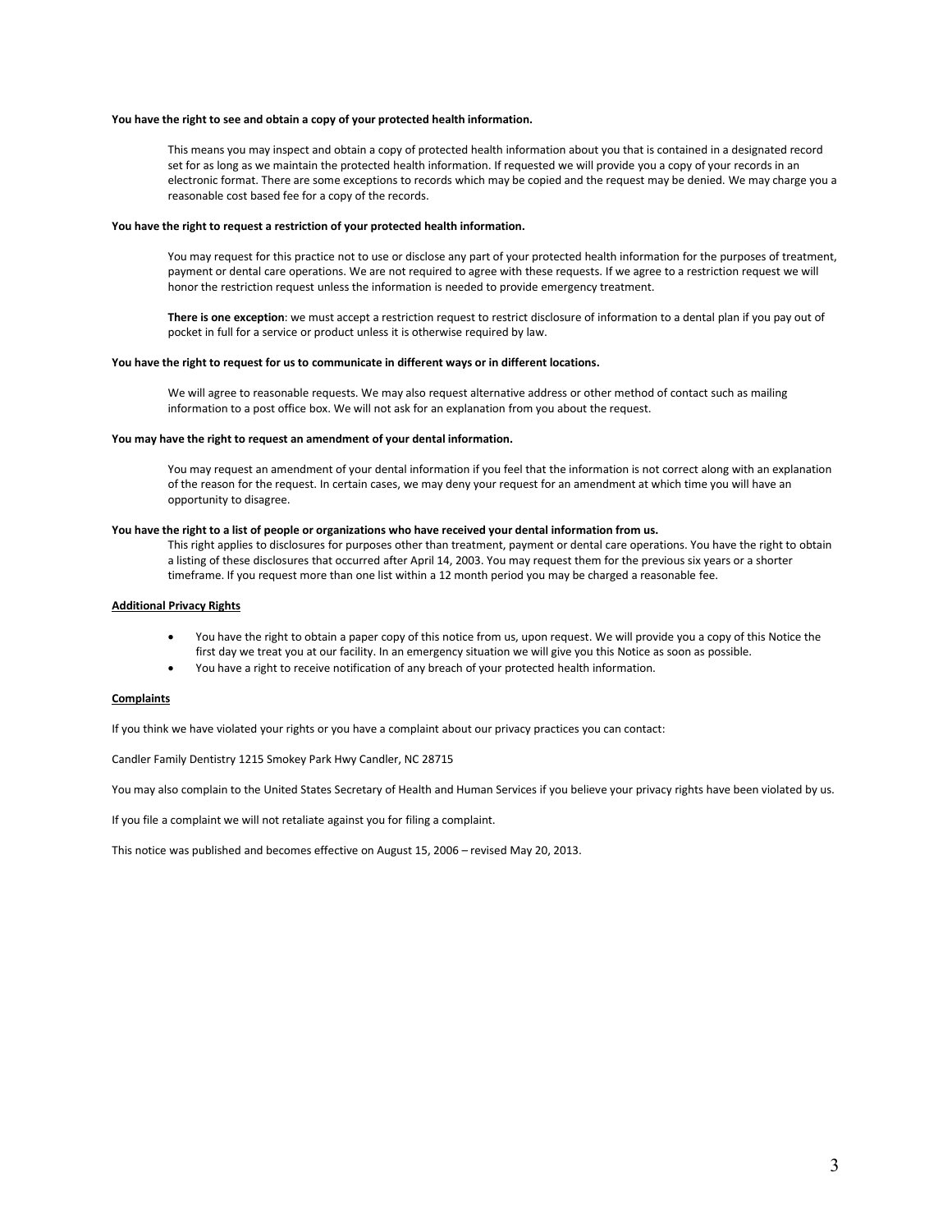**You have the right to see and obtain a copy of your protected health information.**

This means you may inspect and obtain a copy of protected health information about you that is contained in a designated record set for as long as we maintain the protected health information. If requested we will provide you a copy of your records in an electronic format. There are some exceptions to records which may be copied and the request may be denied. We may charge you a reasonable cost based fee for a copy of the records.

**You have the right to request a restriction of your protected health information.**

You may request for this practice not to use or disclose any part of your protected health information for the purposes of treatment, payment or dental care operations. We are not required to agree with these requests. If we agree to a restriction request we will honor the restriction request unless the information is needed to provide emergency treatment.

**There is one exception**: we must accept a restriction request to restrict disclosure of information to a dental plan if you pay out of pocket in full for a service or product unless it is otherwise required by law.

**You have the right to request for us to communicate in different ways or in different locations.**

We will agree to reasonable requests. We may also request alternative address or other method of contact such as mailing information to a post office box. We will not ask for an explanation from you about the request.

**You may have the right to request an amendment of your dental information.**

You may request an amendment of your dental information if you feel that the information is not correct along with an explanation of the reason for the request. In certain cases, we may deny your request for an amendment at which time you will have an opportunity to disagree.

**You have the right to a list of people or organizations who have received your dental information from us.**

This right applies to disclosures for purposes other than treatment, payment or dental care operations. You have the right to obtain a listing of these disclosures that occurred after April 14, 2003. You may request them for the previous six years or a shorter timeframe. If you request more than one list within a 12 month period you may be charged a reasonable fee.

**Additional Privacy Rights**

- You have the right to obtain a paper copy of this notice from us, upon request. We will provide you a copy of this Notice the first day we treat you at our facility. In an emergency situation we will give you this Notice as soon as possible.
- You have a right to receive notification of any breach of your protected health information.

**Complaints**

If you think we have violated your rights or you have a complaint about our privacy practices you can contact:

Candler Family Dentistry 1215 Smokey Park Hwy Candler, NC 28715

You may also complain to the United States Secretary of Health and Human Services if you believe your privacy rights have been violated by us.

If you file a complaint we will not retaliate against you for filing a complaint.

This notice was published and becomes effective on August 15, 2006 – revised May 20, 2013.